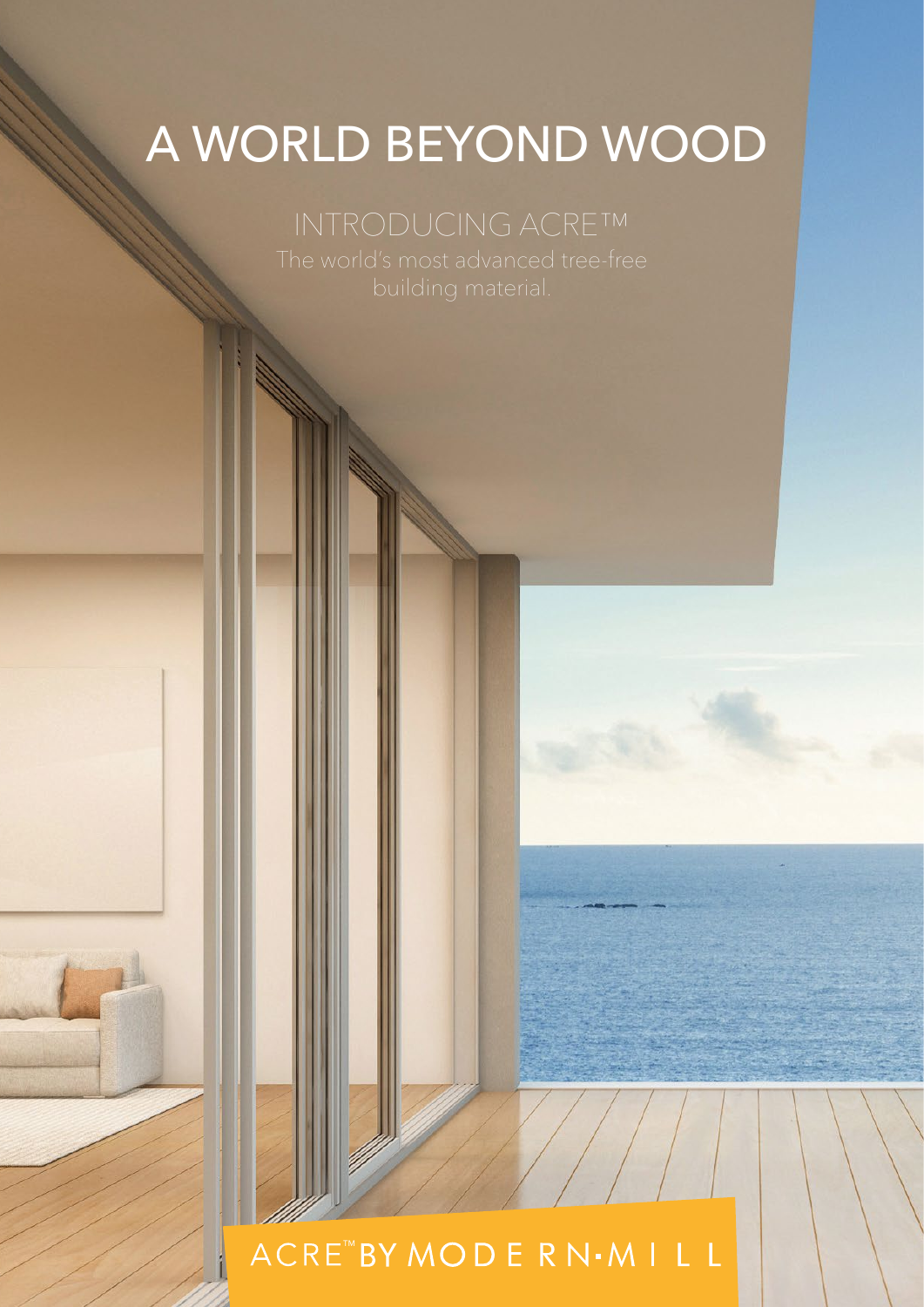# A WORLD BEYOND WOOD

## INTRODUCING ACRE™

The world's most advanced tree-free building material.

ACRE™ BY MODERN·MILL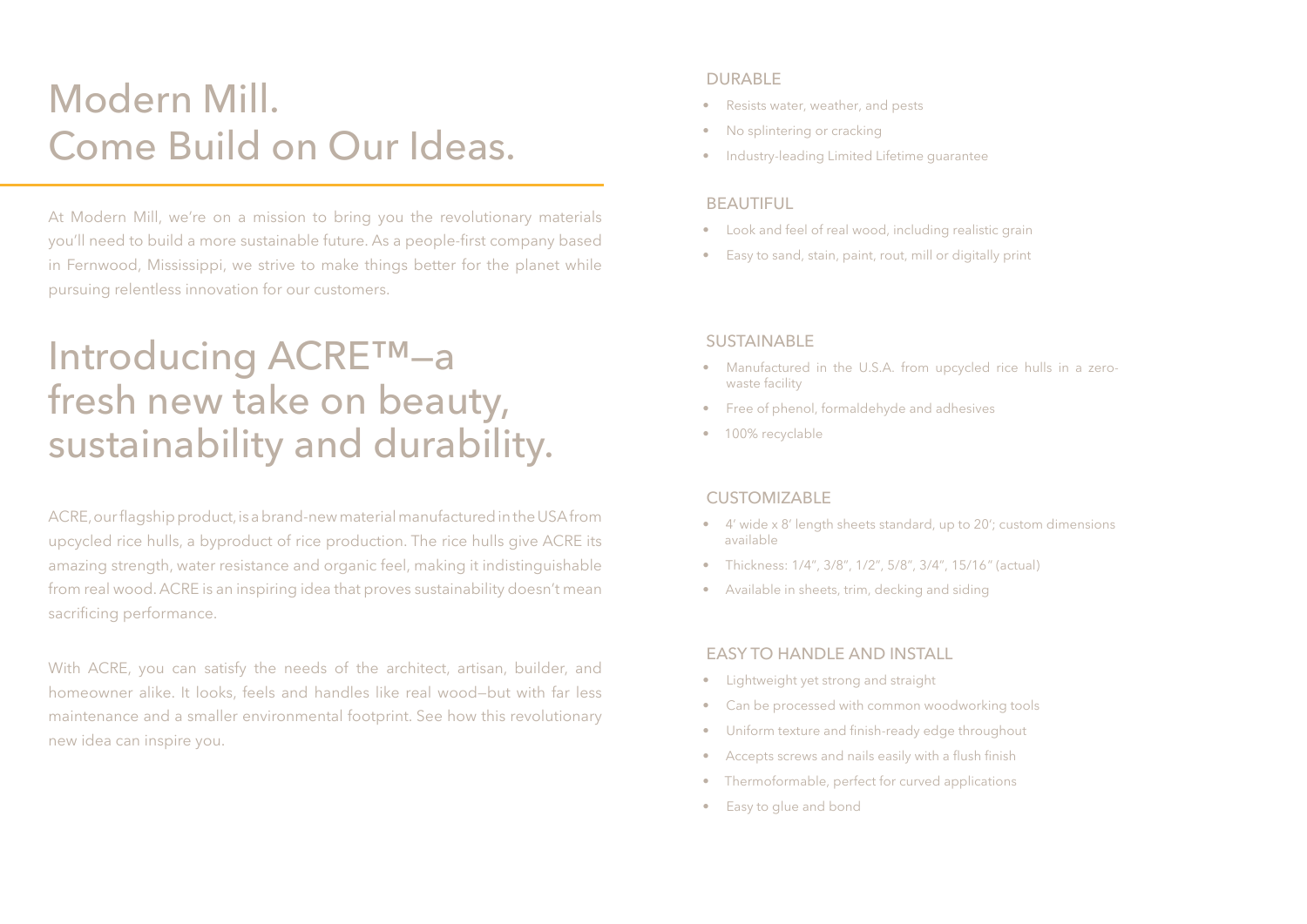# Modern Mill.
# Come Build on Our Ideas.

At Modern Mill, we're on a mission to bring you the revolutionary materials you'll need to build a more sustainable future. As a people-first company based in Fernwood, Mississippi, we strive to make things better for the planet while pursuing relentless innovation for our customers.

# Introducing ACRE™—a fresh new take on beauty, sustainability and durability.

ACRE, our flagship product, is a brand-new material manufactured in the USA from upcycled rice hulls, a byproduct of rice production. The rice hulls give ACRE its amazing strength, water resistance and organic feel, making it indistinguishable from real wood. ACRE is an inspiring idea that proves sustainability doesn't mean sacrificing performance.

With ACRE, you can satisfy the needs of the architect, artisan, builder, and homeowner alike. It looks, feels and handles like real wood—but with far less maintenance and a smaller environmental footprint. See how this revolutionary new idea can inspire you.

## DURABLE

- Resists water, weather, and pests
- No splintering or cracking
- Industry-leading Limited Lifetime guarantee

## BEAUTIFUL

- Look and feel of real wood, including realistic grain
- Easy to sand, stain, paint, rout, mill or digitally print

## SUSTAINABLE

- Manufactured in the U.S.A. from upcycled rice hulls in a zero-waste facility
- Free of phenol, formaldehyde and adhesives
- 100% recyclable

## CUSTOMIZABLE

- 4' wide x 8' length sheets standard, up to 20'; custom dimensions available
- Thickness: 1/4", 3/8", 1/2", 5/8", 3/4", 15/16" (actual)
- Available in sheets, trim, decking and siding

## EASY TO HANDLE AND INSTALL

- Lightweight yet strong and straight
- Can be processed with common woodworking tools
- Uniform texture and finish-ready edge throughout
- Accepts screws and nails easily with a flush finish
- Thermoformable, perfect for curved applications
- Easy to glue and bond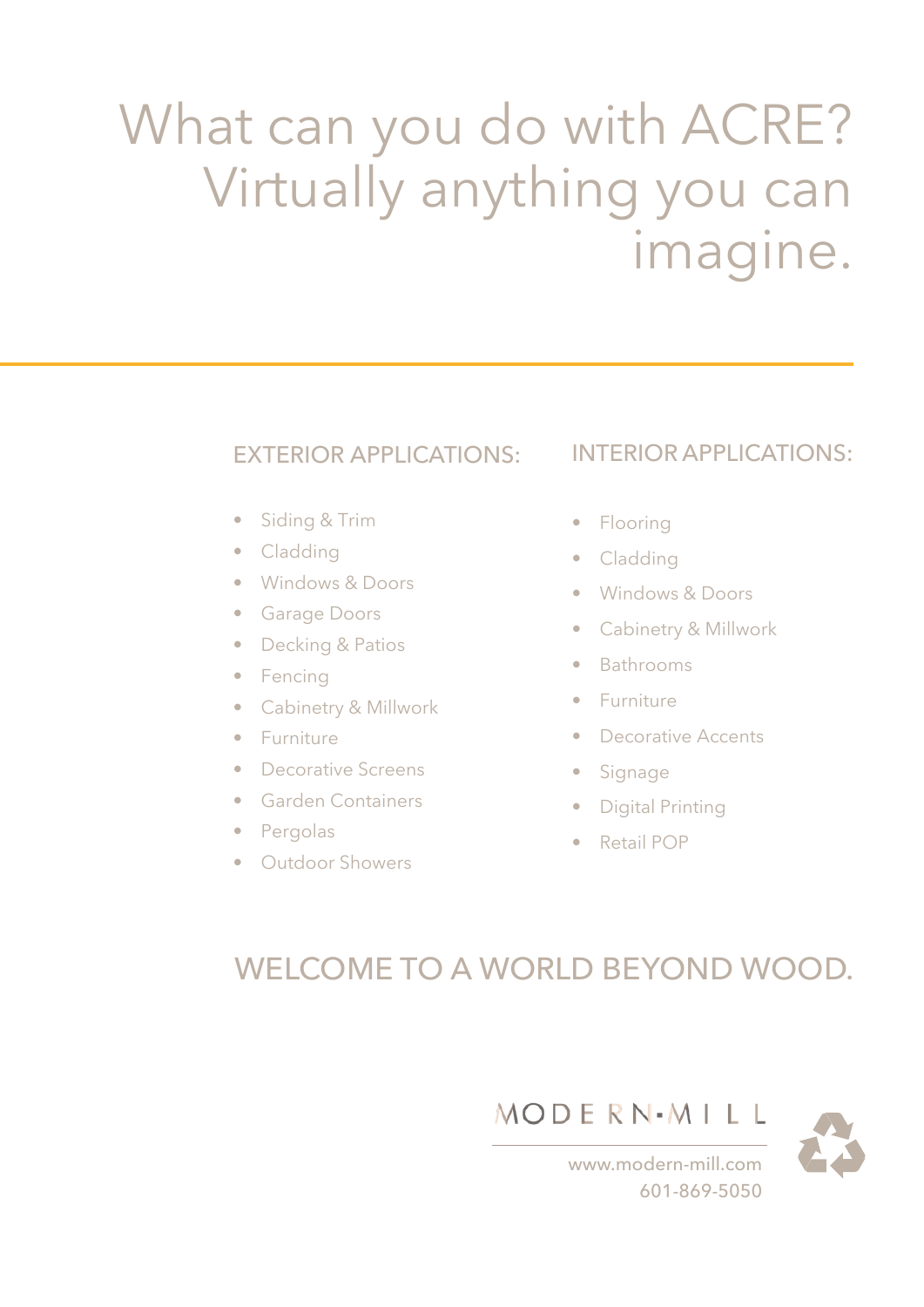# What can you do with ACRE? Virtually anything you can imagine.

## EXTERIOR APPLICATIONS:

- Siding & Trim
- Cladding
- Windows & Doors
- Garage Doors
- Decking & Patios
- Fencing
- Cabinetry & Millwork
- Furniture
- Decorative Screens
- Garden Containers
- Pergolas
- Outdoor Showers

## INTERIOR APPLICATIONS:

- Flooring
- Cladding
- Windows & Doors
- Cabinetry & Millwork
- Bathrooms
- Furniture
- Decorative Accents
- Signage
- Digital Printing
- Retail POP

## WELCOME TO A WORLD BEYOND WOOD.

MODERN·MILL

www.modern-mill.com
601-869-5050